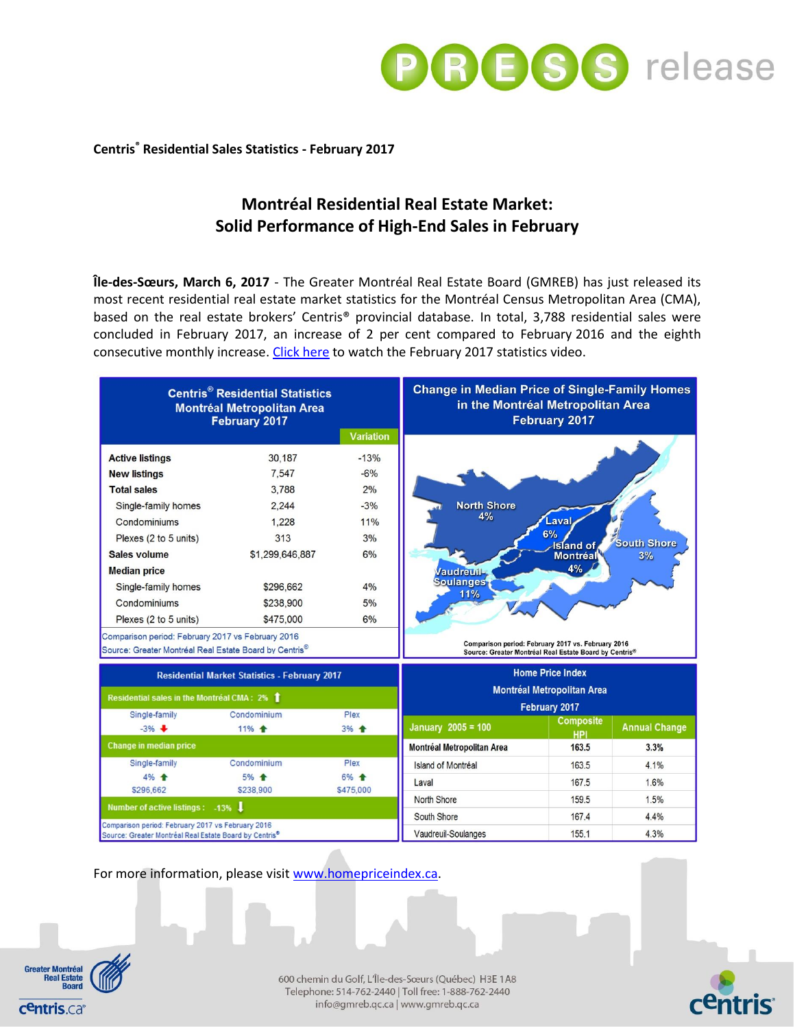Centris® Residential Sales Statistics - February 2017

# Montréal Residential Real Estate Market: Solid Performance of High-End Sales in February

**Île-des-Sœurs, March 6, 2017** - The Greater Montréal Real Estate Board (GMREB) has just released its most recent residential real estate market statistics for the Montréal Census Metropolitan Area (CMA), based on the real estate brokers' Centris® provincial database. In total, 3,788 residential sales were concluded in February 2017, an increase of 2 per cent compared to February 2016 and the eighth consecutive monthly increase. Click here to watch the February 2017 statistics video.

**Centris® Residential Statistics Montréal Metropolitan Area February 2017**

| | | Variation |
|---|---|---|
| **Active listings** | 30,187 | -13% |
| **New listings** | 7,547 | -6% |
| **Total sales** | 3,788 | 2% |
| Single-family homes | 2,244 | -3% |
| Condominiums | 1,228 | 11% |
| Plexes (2 to 5 units) | 313 | 3% |
| **Sales volume** | $1,299,646,887 | 6% |
| **Median price** | | |
| Single-family homes | $296,662 | 4% |
| Condominiums | $238,900 | 5% |
| Plexes (2 to 5 units) | $475,000 | 6% |

Comparison period: February 2017 vs February 2016
Source: Greater Montréal Real Estate Board by Centris®

**Change in Median Price of Single-Family Homes in the Montréal Metropolitan Area February 2017**

| Region | Change |
|---|---|
| North Shore | 4% |
| Laval | 6% |
| Island of Montréal | 4% |
| South Shore | 3% |
| Vaudreuil-Soulanges | 11% |

Comparison period: February 2017 vs. February 2016
Source: Greater Montréal Real Estate Board by Centris®

**Residential Market Statistics - February 2017**

Residential sales in the Montréal CMA : 2% ↑

| Single-family | Condominium | Plex |
|---|---|---|
| -3% ↓ | 11% ↑ | 3% ↑ |

Change in median price

| Single-family | Condominium | Plex |
|---|---|---|
| 4% ↑ | 5% ↑ | 6% ↑ |
| $296,662 | $238,900 | $475,000 |

Number of active listings : -13% ↓

Comparison period: February 2017 vs February 2016
Source: Greater Montréal Real Estate Board by Centris®

**Home Price Index Montréal Metropolitan Area February 2017**

| January 2005 = 100 | Composite HPI | Annual Change |
|---|---|---|
| **Montréal Metropolitan Area** | **163.5** | **3.3%** |
| Island of Montréal | 163.5 | 4.1% |
| Laval | 167.5 | 1.6% |
| North Shore | 159.5 | 1.5% |
| South Shore | 167.4 | 4.4% |
| Vaudreuil-Soulanges | 155.1 | 4.3% |

For more information, please visit www.homepriceindex.ca.

600 chemin du Golf, L'Île-des-Sœurs (Québec) H3E 1A8
Telephone: 514-762-2440 | Toll free: 1-888-762-2440
info@gmreb.qc.ca | www.gmreb.qc.ca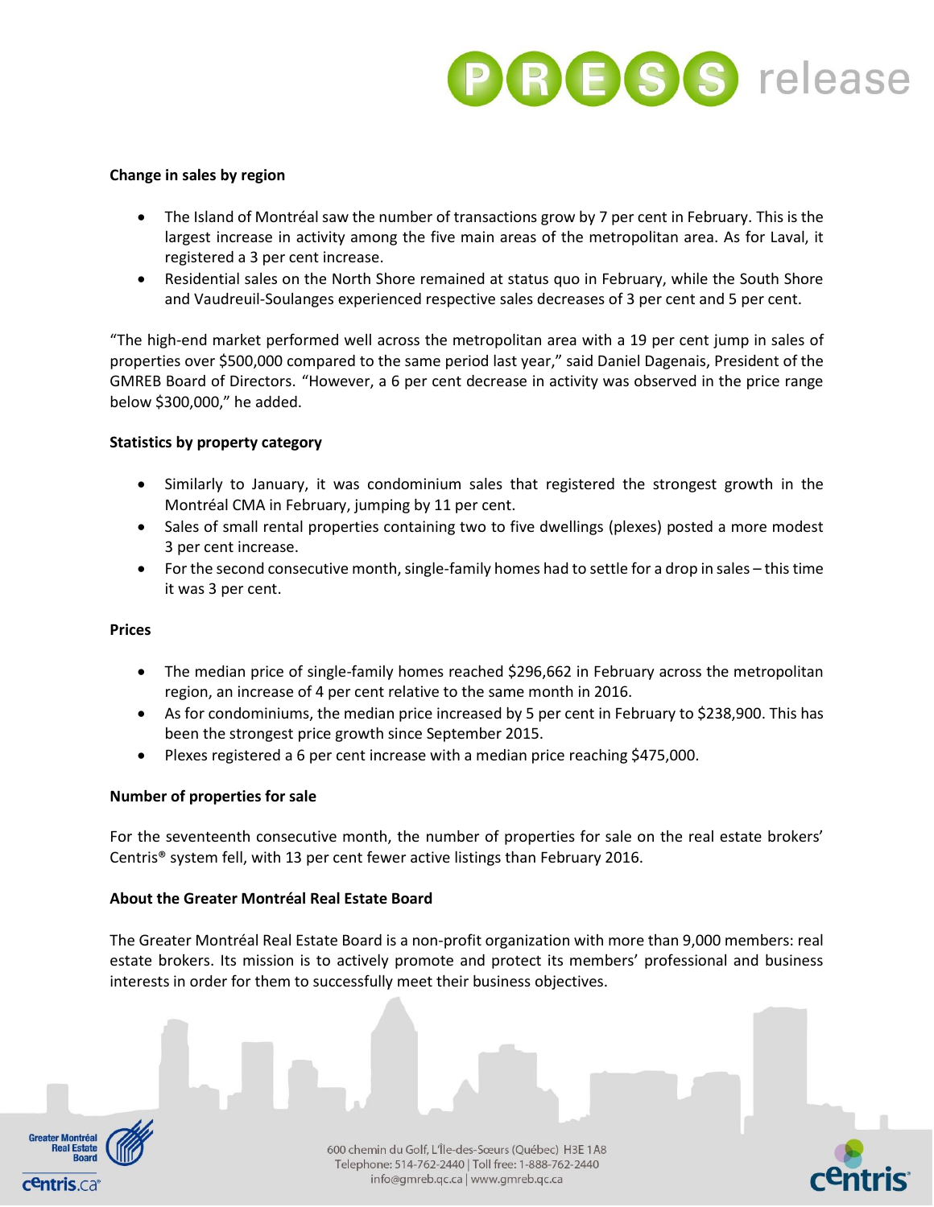**Change in sales by region**

- The Island of Montréal saw the number of transactions grow by 7 per cent in February. This is the largest increase in activity among the five main areas of the metropolitan area. As for Laval, it registered a 3 per cent increase.
- Residential sales on the North Shore remained at status quo in February, while the South Shore and Vaudreuil-Soulanges experienced respective sales decreases of 3 per cent and 5 per cent.

"The high-end market performed well across the metropolitan area with a 19 per cent jump in sales of properties over $500,000 compared to the same period last year," said Daniel Dagenais, President of the GMREB Board of Directors. "However, a 6 per cent decrease in activity was observed in the price range below $300,000," he added.

**Statistics by property category**

- Similarly to January, it was condominium sales that registered the strongest growth in the Montréal CMA in February, jumping by 11 per cent.
- Sales of small rental properties containing two to five dwellings (plexes) posted a more modest 3 per cent increase.
- For the second consecutive month, single-family homes had to settle for a drop in sales – this time it was 3 per cent.

**Prices**

- The median price of single-family homes reached $296,662 in February across the metropolitan region, an increase of 4 per cent relative to the same month in 2016.
- As for condominiums, the median price increased by 5 per cent in February to $238,900. This has been the strongest price growth since September 2015.
- Plexes registered a 6 per cent increase with a median price reaching $475,000.

**Number of properties for sale**

For the seventeenth consecutive month, the number of properties for sale on the real estate brokers' Centris® system fell, with 13 per cent fewer active listings than February 2016.

**About the Greater Montréal Real Estate Board**

The Greater Montréal Real Estate Board is a non-profit organization with more than 9,000 members: real estate brokers. Its mission is to actively promote and protect its members' professional and business interests in order for them to successfully meet their business objectives.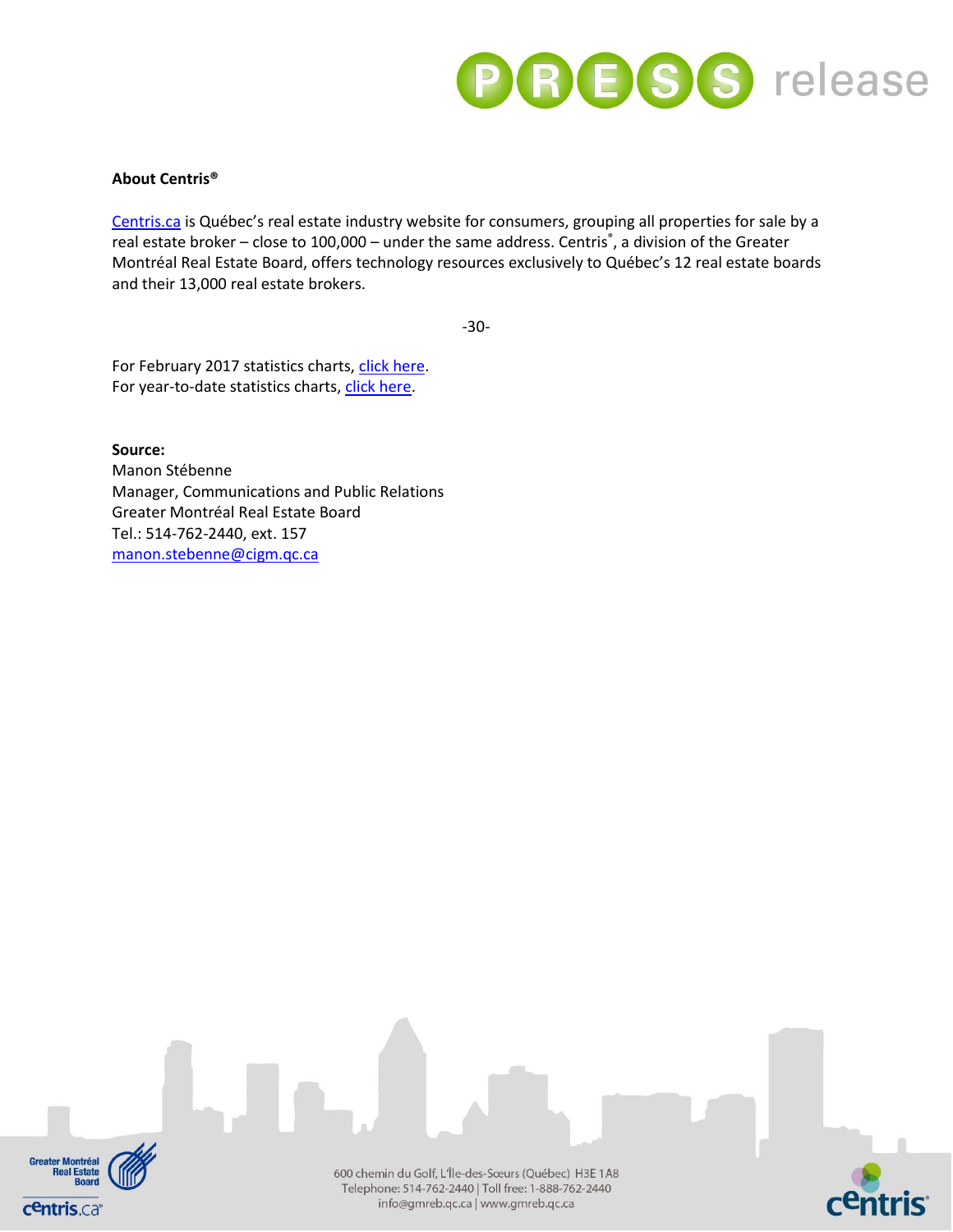**About Centris®**

Centris.ca is Québec's real estate industry website for consumers, grouping all properties for sale by a real estate broker – close to 100,000 – under the same address. Centris®, a division of the Greater Montréal Real Estate Board, offers technology resources exclusively to Québec's 12 real estate boards and their 13,000 real estate brokers.

-30-

For February 2017 statistics charts, click here.
For year-to-date statistics charts, click here.

**Source:**
Manon Stébenne
Manager, Communications and Public Relations
Greater Montréal Real Estate Board
Tel.: 514-762-2440, ext. 157
manon.stebenne@cigm.qc.ca